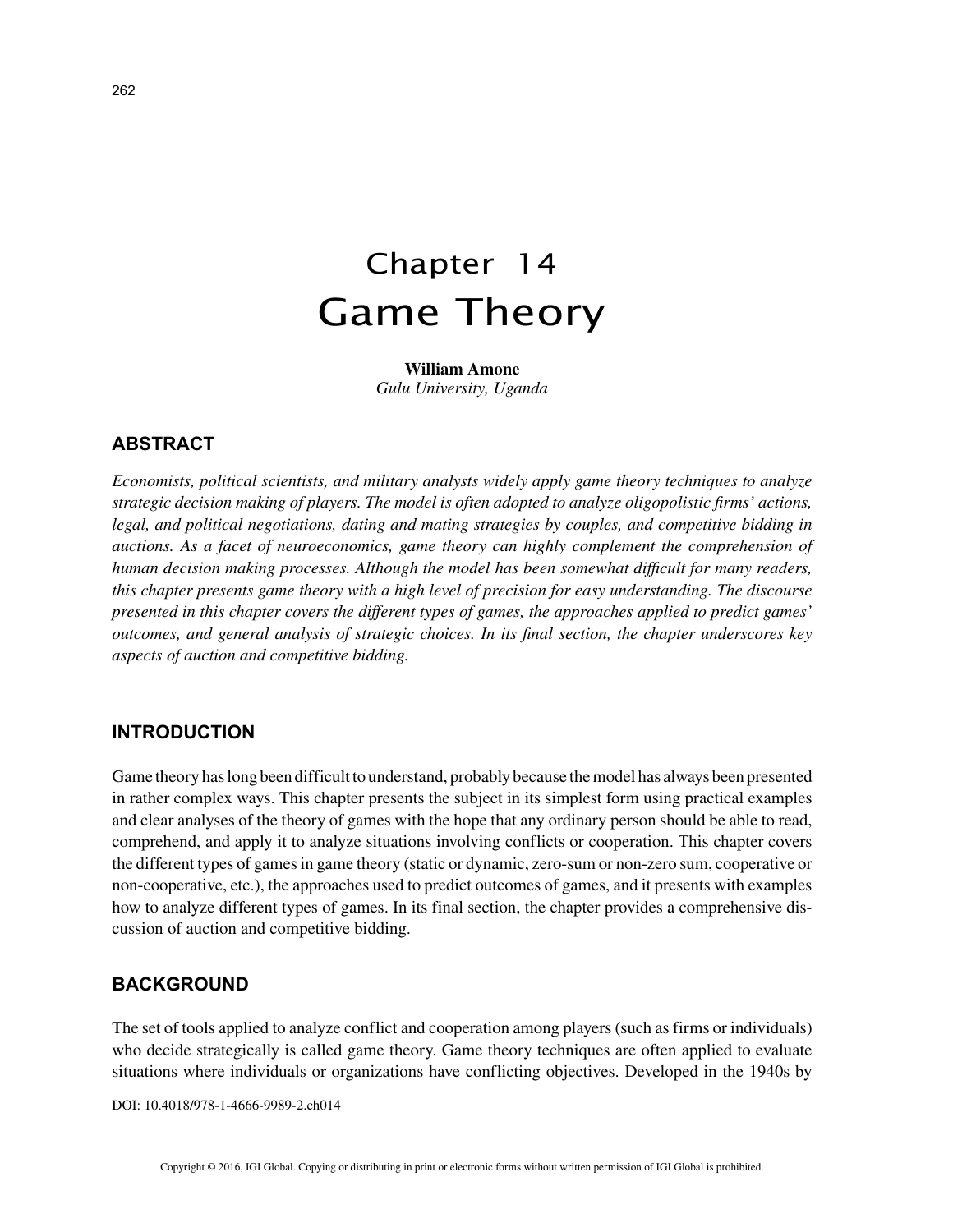# Chapter 14
# Game Theory

**William Amone**
*Gulu University, Uganda*

## ABSTRACT

*Economists, political scientists, and military analysts widely apply game theory techniques to analyze strategic decision making of players. The model is often adopted to analyze oligopolistic firms' actions, legal, and political negotiations, dating and mating strategies by couples, and competitive bidding in auctions. As a facet of neuroeconomics, game theory can highly complement the comprehension of human decision making processes. Although the model has been somewhat difficult for many readers, this chapter presents game theory with a high level of precision for easy understanding. The discourse presented in this chapter covers the different types of games, the approaches applied to predict games' outcomes, and general analysis of strategic choices. In its final section, the chapter underscores key aspects of auction and competitive bidding.*

## INTRODUCTION

Game theory has long been difficult to understand, probably because the model has always been presented in rather complex ways. This chapter presents the subject in its simplest form using practical examples and clear analyses of the theory of games with the hope that any ordinary person should be able to read, comprehend, and apply it to analyze situations involving conflicts or cooperation. This chapter covers the different types of games in game theory (static or dynamic, zero-sum or non-zero sum, cooperative or non-cooperative, etc.), the approaches used to predict outcomes of games, and it presents with examples how to analyze different types of games. In its final section, the chapter provides a comprehensive discussion of auction and competitive bidding.

## BACKGROUND

The set of tools applied to analyze conflict and cooperation among players (such as firms or individuals) who decide strategically is called game theory. Game theory techniques are often applied to evaluate situations where individuals or organizations have conflicting objectives. Developed in the 1940s by

DOI: 10.4018/978-1-4666-9989-2.ch014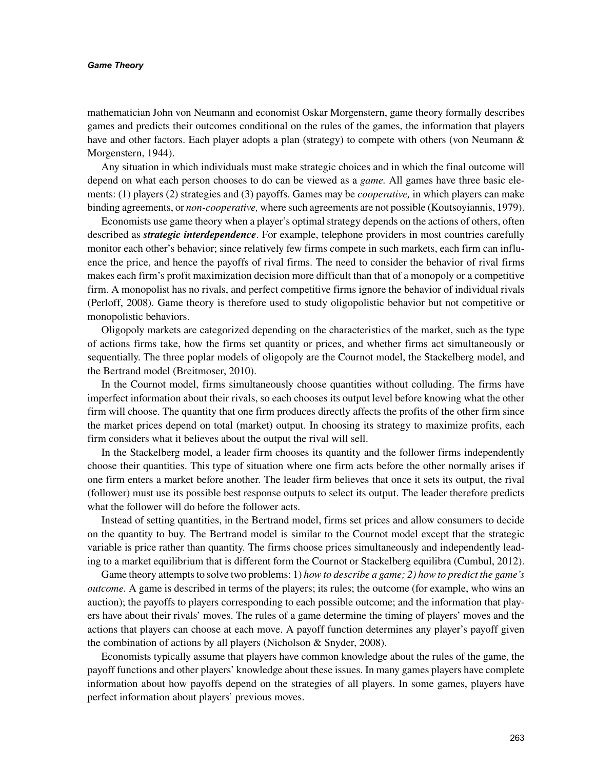mathematician John von Neumann and economist Oskar Morgenstern, game theory formally describes games and predicts their outcomes conditional on the rules of the games, the information that players have and other factors. Each player adopts a plan (strategy) to compete with others (von Neumann & Morgenstern, 1944).

Any situation in which individuals must make strategic choices and in which the final outcome will depend on what each person chooses to do can be viewed as a *game.* All games have three basic elements: (1) players (2) strategies and (3) payoffs. Games may be *cooperative,* in which players can make binding agreements, or *non-cooperative,* where such agreements are not possible (Koutsoyiannis, 1979).

Economists use game theory when a player's optimal strategy depends on the actions of others, often described as ***strategic interdependence***. For example, telephone providers in most countries carefully monitor each other's behavior; since relatively few firms compete in such markets, each firm can influence the price, and hence the payoffs of rival firms. The need to consider the behavior of rival firms makes each firm's profit maximization decision more difficult than that of a monopoly or a competitive firm. A monopolist has no rivals, and perfect competitive firms ignore the behavior of individual rivals (Perloff, 2008). Game theory is therefore used to study oligopolistic behavior but not competitive or monopolistic behaviors.

Oligopoly markets are categorized depending on the characteristics of the market, such as the type of actions firms take, how the firms set quantity or prices, and whether firms act simultaneously or sequentially. The three poplar models of oligopoly are the Cournot model, the Stackelberg model, and the Bertrand model (Breitmoser, 2010).

In the Cournot model, firms simultaneously choose quantities without colluding. The firms have imperfect information about their rivals, so each chooses its output level before knowing what the other firm will choose. The quantity that one firm produces directly affects the profits of the other firm since the market prices depend on total (market) output. In choosing its strategy to maximize profits, each firm considers what it believes about the output the rival will sell.

In the Stackelberg model, a leader firm chooses its quantity and the follower firms independently choose their quantities. This type of situation where one firm acts before the other normally arises if one firm enters a market before another. The leader firm believes that once it sets its output, the rival (follower) must use its possible best response outputs to select its output. The leader therefore predicts what the follower will do before the follower acts.

Instead of setting quantities, in the Bertrand model, firms set prices and allow consumers to decide on the quantity to buy. The Bertrand model is similar to the Cournot model except that the strategic variable is price rather than quantity. The firms choose prices simultaneously and independently leading to a market equilibrium that is different form the Cournot or Stackelberg equilibra (Cumbul, 2012).

Game theory attempts to solve two problems: 1) *how to describe a game; 2) how to predict the game's outcome.* A game is described in terms of the players; its rules; the outcome (for example, who wins an auction); the payoffs to players corresponding to each possible outcome; and the information that players have about their rivals' moves. The rules of a game determine the timing of players' moves and the actions that players can choose at each move. A payoff function determines any player's payoff given the combination of actions by all players (Nicholson & Snyder, 2008).

Economists typically assume that players have common knowledge about the rules of the game, the payoff functions and other players' knowledge about these issues. In many games players have complete information about how payoffs depend on the strategies of all players. In some games, players have perfect information about players' previous moves.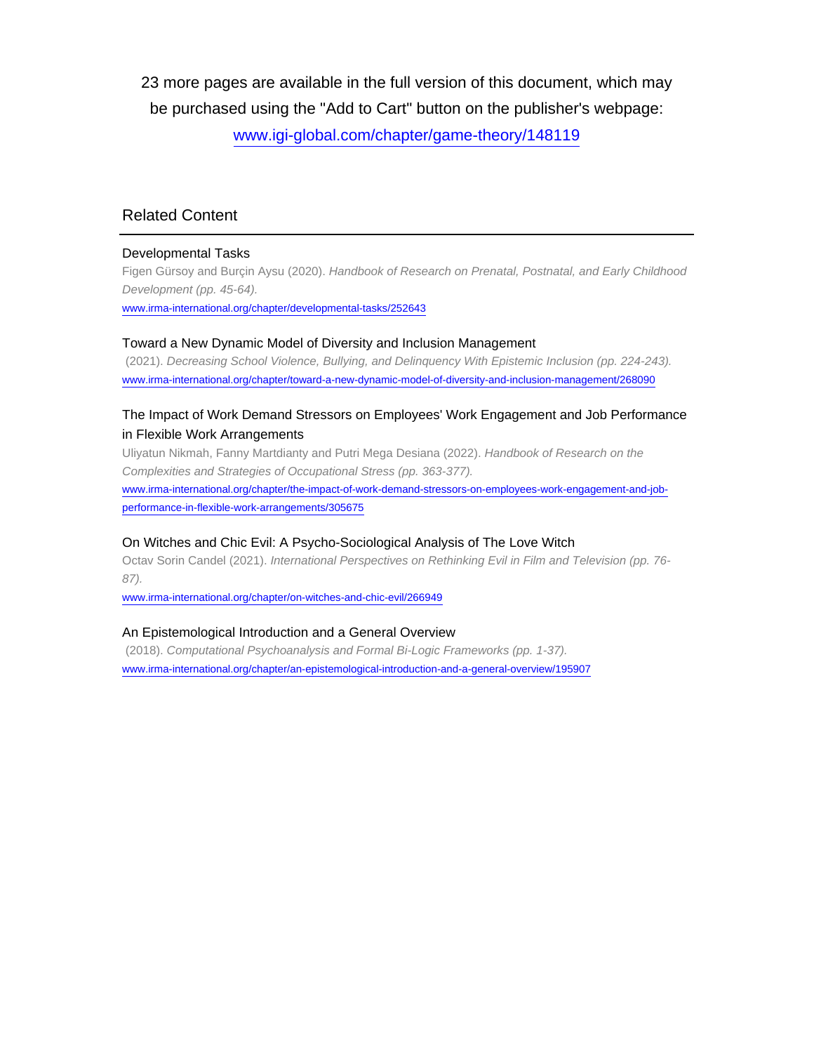23 more pages are available in the full version of this document, which may be purchased using the "Add to Cart" button on the publisher's webpage: www.igi-global.com/chapter/game-theory/148119

## Related Content

**Developmental Tasks**
Figen Gürsoy and Burçin Aysu (2020). *Handbook of Research on Prenatal, Postnatal, and Early Childhood Development (pp. 45-64).*
www.irma-international.org/chapter/developmental-tasks/252643

**Toward a New Dynamic Model of Diversity and Inclusion Management**
(2021). *Decreasing School Violence, Bullying, and Delinquency With Epistemic Inclusion (pp. 224-243).*
www.irma-international.org/chapter/toward-a-new-dynamic-model-of-diversity-and-inclusion-management/268090

**The Impact of Work Demand Stressors on Employees' Work Engagement and Job Performance in Flexible Work Arrangements**
Uliyatun Nikmah, Fanny Martdianty and Putri Mega Desiana (2022). *Handbook of Research on the Complexities and Strategies of Occupational Stress (pp. 363-377).*
www.irma-international.org/chapter/the-impact-of-work-demand-stressors-on-employees-work-engagement-and-job-performance-in-flexible-work-arrangements/305675

**On Witches and Chic Evil: A Psycho-Sociological Analysis of The Love Witch**
Octav Sorin Candel (2021). *International Perspectives on Rethinking Evil in Film and Television (pp. 76-87).*
www.irma-international.org/chapter/on-witches-and-chic-evil/266949

**An Epistemological Introduction and a General Overview**
(2018). *Computational Psychoanalysis and Formal Bi-Logic Frameworks (pp. 1-37).*
www.irma-international.org/chapter/an-epistemological-introduction-and-a-general-overview/195907